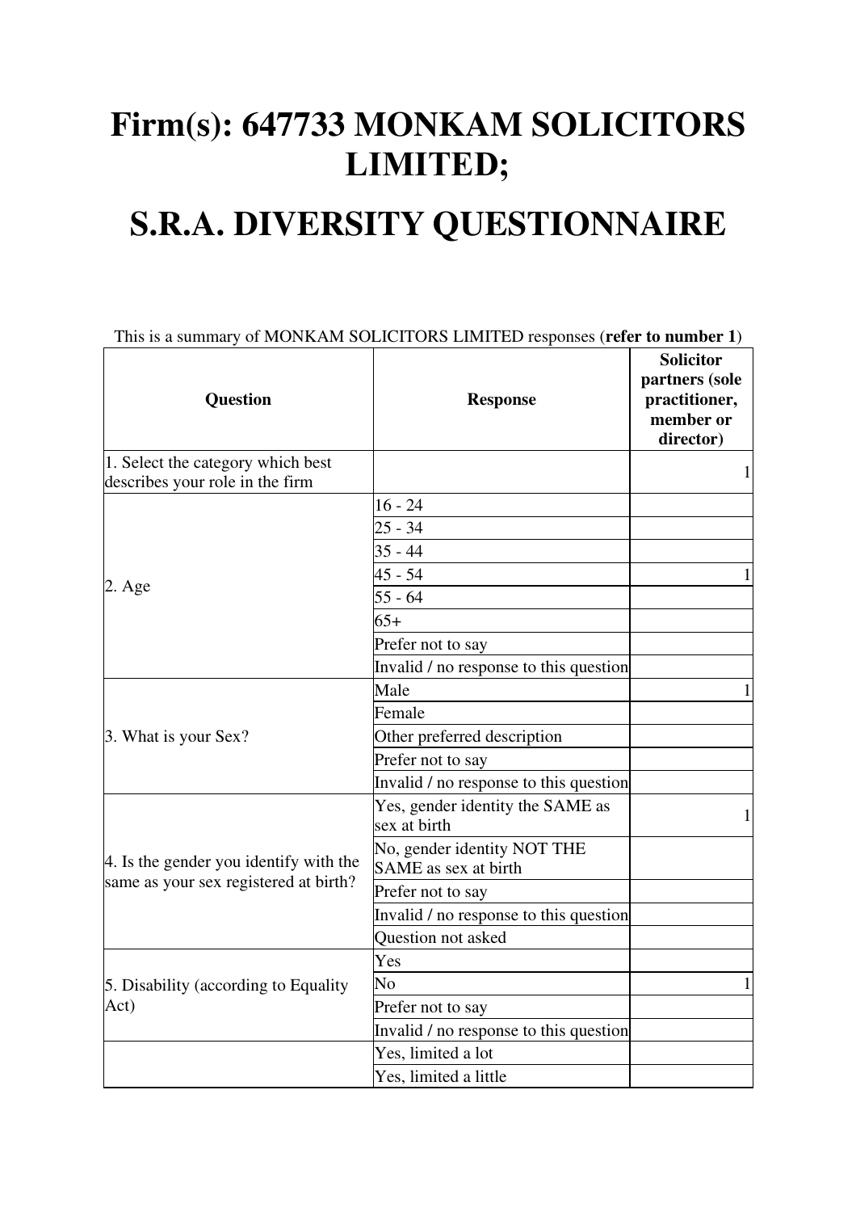# Firm(s): 647733 MONKAM SOLICITORS LIMITED;

# S.R.A. DIVERSITY QUESTIONNAIRE

This is a summary of MONKAM SOLICITORS LIMITED responses (**refer to number 1**)

| Question | Response | Solicitor partners (sole practitioner, member or director) |
| --- | --- | --- |
| 1. Select the category which best describes your role in the firm | | 1 |
| 2. Age | 16 - 24 | |
| | 25 - 34 | |
| | 35 - 44 | |
| | 45 - 54 | 1 |
| | 55 - 64 | |
| | 65+ | |
| | Prefer not to say | |
| | Invalid / no response to this question | |
| 3. What is your Sex? | Male | 1 |
| | Female | |
| | Other preferred description | |
| | Prefer not to say | |
| | Invalid / no response to this question | |
| 4. Is the gender you identify with the same as your sex registered at birth? | Yes, gender identity the SAME as sex at birth | 1 |
| | No, gender identity NOT THE SAME as sex at birth | |
| | Prefer not to say | |
| | Invalid / no response to this question | |
| | Question not asked | |
| 5. Disability (according to Equality Act) | Yes | |
| | No | 1 |
| | Prefer not to say | |
| | Invalid / no response to this question | |
| | Yes, limited a lot | |
| | Yes, limited a little | |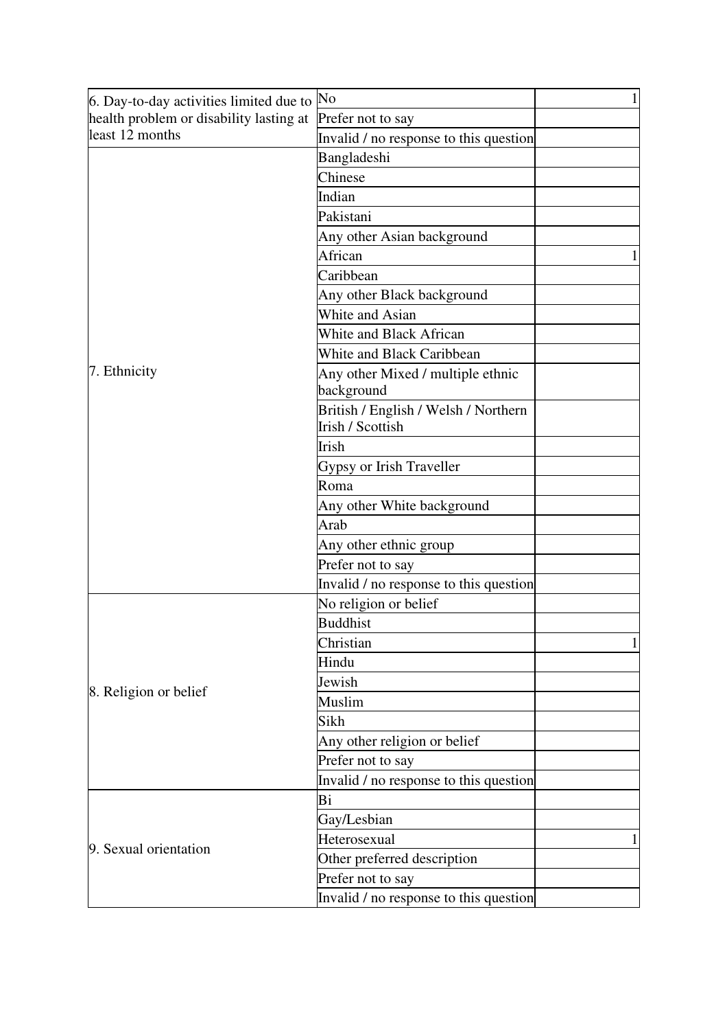| | | |
|---|---|---|
| 6. Day-to-day activities limited due to health problem or disability lasting at least 12 months | No | 1 |
| | Prefer not to say | |
| | Invalid / no response to this question | |
| 7. Ethnicity | Bangladeshi | |
| | Chinese | |
| | Indian | |
| | Pakistani | |
| | Any other Asian background | |
| | African | 1 |
| | Caribbean | |
| | Any other Black background | |
| | White and Asian | |
| | White and Black African | |
| | White and Black Caribbean | |
| | Any other Mixed / multiple ethnic background | |
| | British / English / Welsh / Northern Irish / Scottish | |
| | Irish | |
| | Gypsy or Irish Traveller | |
| | Roma | |
| | Any other White background | |
| | Arab | |
| | Any other ethnic group | |
| | Prefer not to say | |
| | Invalid / no response to this question | |
| 8. Religion or belief | No religion or belief | |
| | Buddhist | |
| | Christian | 1 |
| | Hindu | |
| | Jewish | |
| | Muslim | |
| | Sikh | |
| | Any other religion or belief | |
| | Prefer not to say | |
| | Invalid / no response to this question | |
| 9. Sexual orientation | Bi | |
| | Gay/Lesbian | |
| | Heterosexual | 1 |
| | Other preferred description | |
| | Prefer not to say | |
| | Invalid / no response to this question | |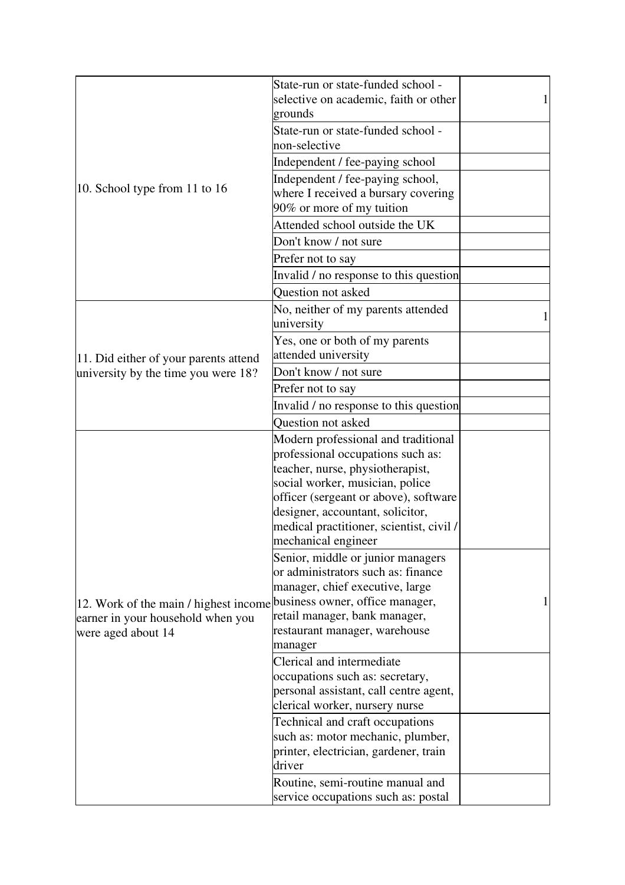| | | |
|---|---|---|
| 10. School type from 11 to 16 | State-run or state-funded school - selective on academic, faith or other grounds | 1 |
| | State-run or state-funded school - non-selective | |
| | Independent / fee-paying school | |
| | Independent / fee-paying school, where I received a bursary covering 90% or more of my tuition | |
| | Attended school outside the UK | |
| | Don't know / not sure | |
| | Prefer not to say | |
| | Invalid / no response to this question | |
| | Question not asked | |
| 11. Did either of your parents attend university by the time you were 18? | No, neither of my parents attended university | 1 |
| | Yes, one or both of my parents attended university | |
| | Don't know / not sure | |
| | Prefer not to say | |
| | Invalid / no response to this question | |
| | Question not asked | |
| 12. Work of the main / highest income earner in your household when you were aged about 14 | Modern professional and traditional professional occupations such as: teacher, nurse, physiotherapist, social worker, musician, police officer (sergeant or above), software designer, accountant, solicitor, medical practitioner, scientist, civil / mechanical engineer | |
| | Senior, middle or junior managers or administrators such as: finance manager, chief executive, large business owner, office manager, retail manager, bank manager, restaurant manager, warehouse manager | 1 |
| | Clerical and intermediate occupations such as: secretary, personal assistant, call centre agent, clerical worker, nursery nurse | |
| | Technical and craft occupations such as: motor mechanic, plumber, printer, electrician, gardener, train driver | |
| | Routine, semi-routine manual and service occupations such as: postal | |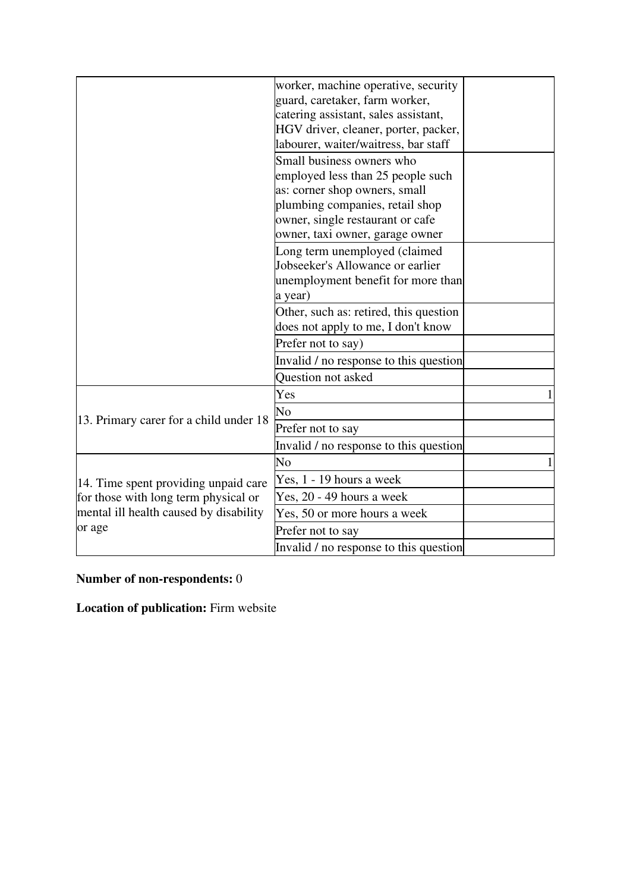| | | |
|---|---|---|
| | worker, machine operative, security guard, caretaker, farm worker, catering assistant, sales assistant, HGV driver, cleaner, porter, packer, labourer, waiter/waitress, bar staff | |
| | Small business owners who employed less than 25 people such as: corner shop owners, small plumbing companies, retail shop owner, single restaurant or cafe owner, taxi owner, garage owner | |
| | Long term unemployed (claimed Jobseeker's Allowance or earlier unemployment benefit for more than a year) | |
| | Other, such as: retired, this question does not apply to me, I don't know | |
| | Prefer not to say) | |
| | Invalid / no response to this question | |
| | Question not asked | |
| 13. Primary carer for a child under 18 | Yes | 1 |
| | No | |
| | Prefer not to say | |
| | Invalid / no response to this question | |
| 14. Time spent providing unpaid care for those with long term physical or mental ill health caused by disability or age | No | 1 |
| | Yes, 1 - 19 hours a week | |
| | Yes, 20 - 49 hours a week | |
| | Yes, 50 or more hours a week | |
| | Prefer not to say | |
| | Invalid / no response to this question | |

**Number of non-respondents:** 0

**Location of publication:** Firm website